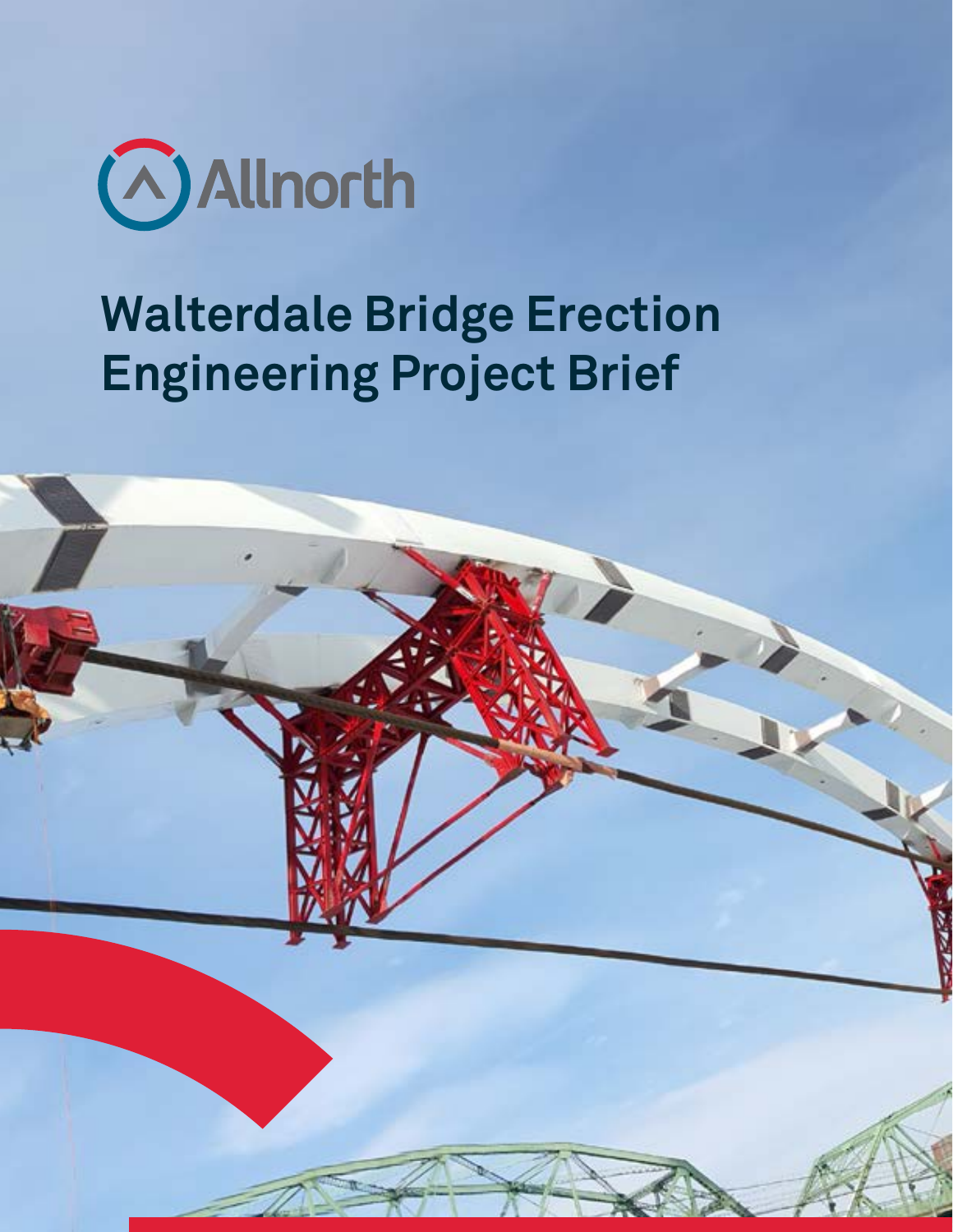Allnorth

# Walterdale Bridge Erection Engineering Project Brief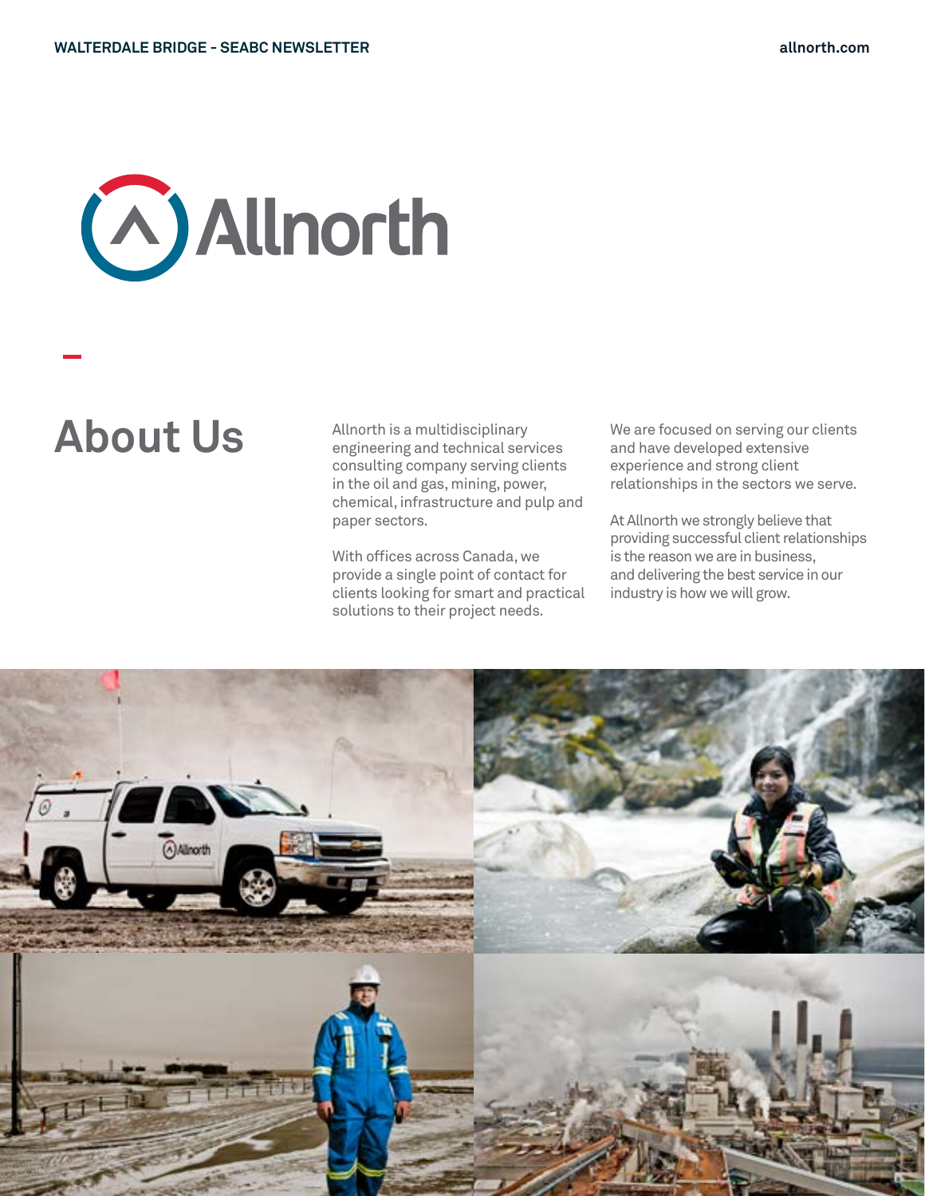# About Us

Allnorth is a multidisciplinary engineering and technical services consulting company serving clients in the oil and gas, mining, power, chemical, infrastructure and pulp and paper sectors.

With offices across Canada, we provide a single point of contact for clients looking for smart and practical solutions to their project needs.

We are focused on serving our clients and have developed extensive experience and strong client relationships in the sectors we serve.

At Allnorth we strongly believe that providing successful client relationships is the reason we are in business, and delivering the best service in our industry is how we will grow.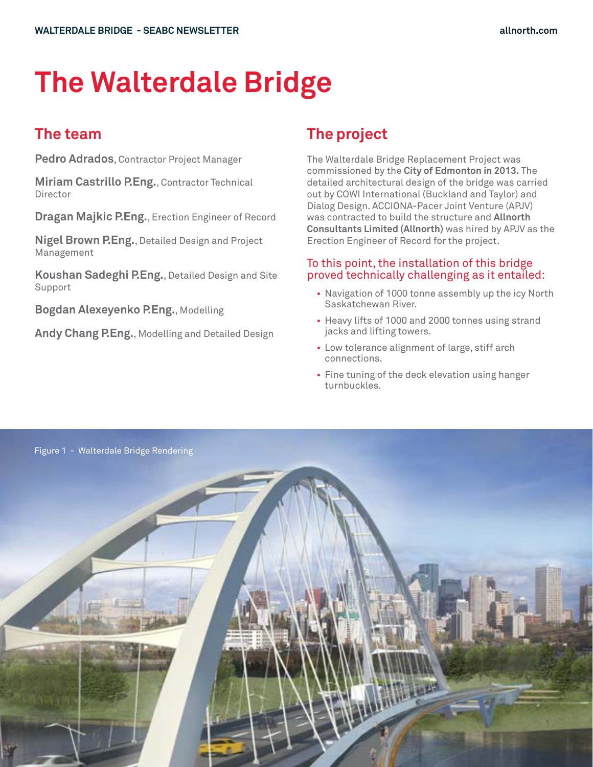# The Walterdale Bridge

## The team

**Pedro Adrados**, Contractor Project Manager

**Miriam Castrillo P.Eng.**, Contractor Technical Director

**Dragan Majkic P.Eng.**, Erection Engineer of Record

**Nigel Brown P.Eng.**, Detailed Design and Project Management

**Koushan Sadeghi P.Eng.**, Detailed Design and Site Support

**Bogdan Alexeyenko P.Eng.**, Modelling

**Andy Chang P.Eng.**, Modelling and Detailed Design

## The project

The Walterdale Bridge Replacement Project was commissioned by the **City of Edmonton in 2013.** The detailed architectural design of the bridge was carried out by COWI International (Buckland and Taylor) and Dialog Design. ACCIONA-Pacer Joint Venture (APJV) was contracted to build the structure and **Allnorth Consultants Limited (Allnorth)** was hired by APJV as the Erection Engineer of Record for the project.

### To this point, the installation of this bridge proved technically challenging as it entailed:

- Navigation of 1000 tonne assembly up the icy North Saskatchewan River.
- Heavy lifts of 1000 and 2000 tonnes using strand jacks and lifting towers.
- Low tolerance alignment of large, stiff arch connections.
- Fine tuning of the deck elevation using hanger turnbuckles.

Figure 1 - Walterdale Bridge Rendering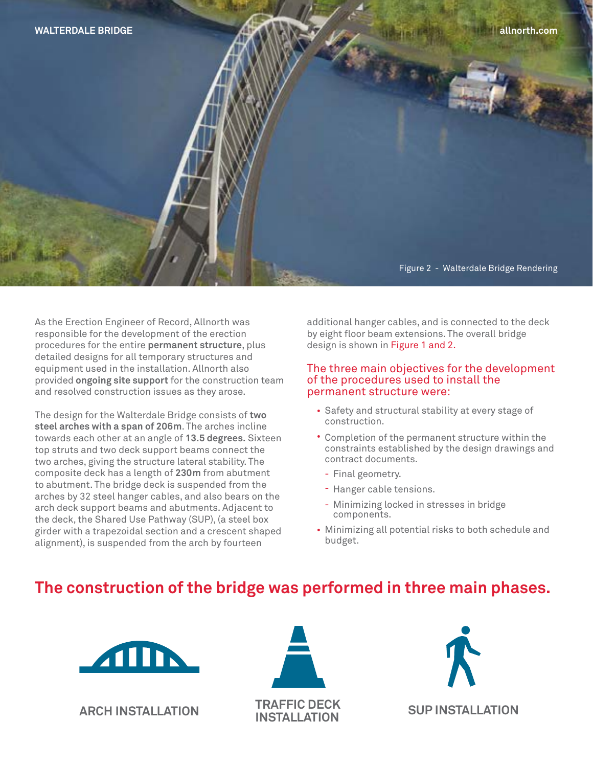Figure 2 - Walterdale Bridge Rendering

As the Erection Engineer of Record, Allnorth was responsible for the development of the erection procedures for the entire **permanent structure**, plus detailed designs for all temporary structures and equipment used in the installation. Allnorth also provided **ongoing site support** for the construction team and resolved construction issues as they arose.

The design for the Walterdale Bridge consists of **two steel arches with a span of 206m**. The arches incline towards each other at an angle of **13.5 degrees.** Sixteen top struts and two deck support beams connect the two arches, giving the structure lateral stability. The composite deck has a length of **230m** from abutment to abutment. The bridge deck is suspended from the arches by 32 steel hanger cables, and also bears on the arch deck support beams and abutments. Adjacent to the deck, the Shared Use Pathway (SUP), (a steel box girder with a trapezoidal section and a crescent shaped alignment), is suspended from the arch by fourteen additional hanger cables, and is connected to the deck by eight floor beam extensions. The overall bridge design is shown in Figure 1 and 2.

### The three main objectives for the development of the procedures used to install the permanent structure were:

- Safety and structural stability at every stage of construction.
- Completion of the permanent structure within the constraints established by the design drawings and contract documents.
  - Final geometry.
  - Hanger cable tensions.
  - Minimizing locked in stresses in bridge components.
- Minimizing all potential risks to both schedule and budget.

## The construction of the bridge was performed in three main phases.

**ARCH INSTALLATION**

**TRAFFIC DECK INSTALLATION**

**SUP INSTALLATION**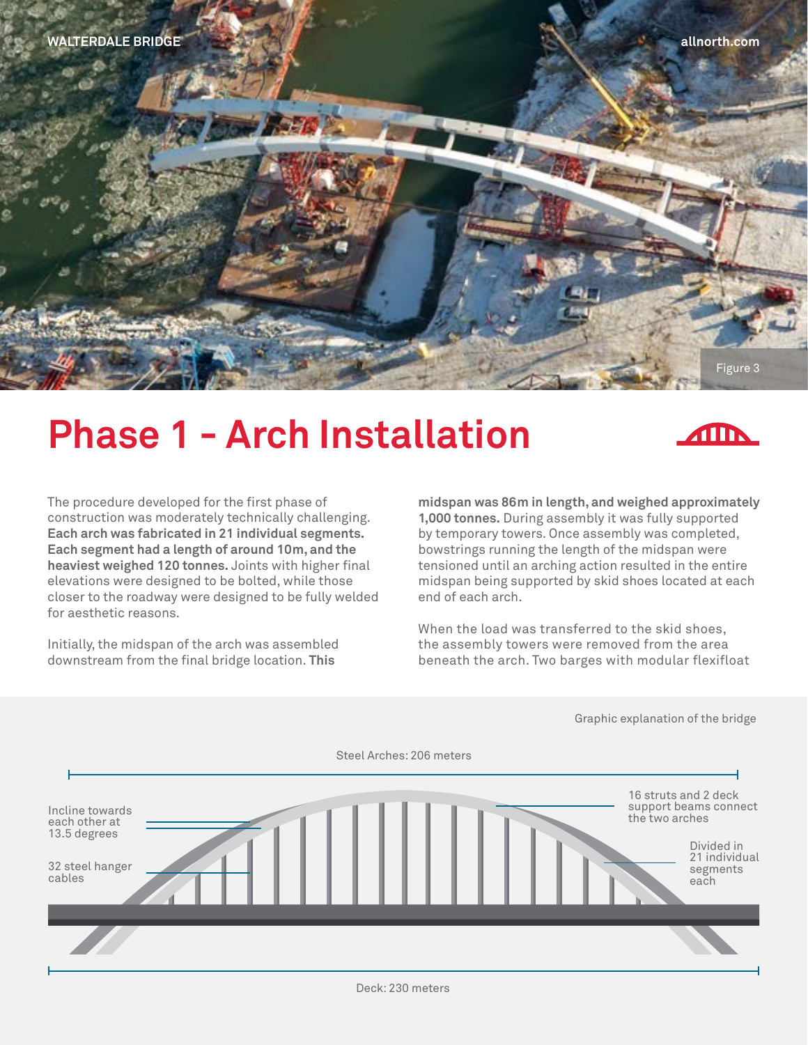Figure 3

# Phase 1 - Arch Installation

The procedure developed for the first phase of construction was moderately technically challenging. **Each arch was fabricated in 21 individual segments. Each segment had a length of around 10m, and the heaviest weighed 120 tonnes.** Joints with higher final elevations were designed to be bolted, while those closer to the roadway were designed to be fully welded for aesthetic reasons.

Initially, the midspan of the arch was assembled downstream from the final bridge location. **This midspan was 86m in length, and weighed approximately 1,000 tonnes.** During assembly it was fully supported by temporary towers. Once assembly was completed, bowstrings running the length of the midspan were tensioned until an arching action resulted in the entire midspan being supported by skid shoes located at each end of each arch.

When the load was transferred to the skid shoes, the assembly towers were removed from the area beneath the arch. Two barges with modular flexifloat

Graphic explanation of the bridge

Steel Arches: 206 meters

Incline towards each other at 13.5 degrees

32 steel hanger cables

16 struts and 2 deck support beams connect the two arches

Divided in 21 individual segments each

Deck: 230 meters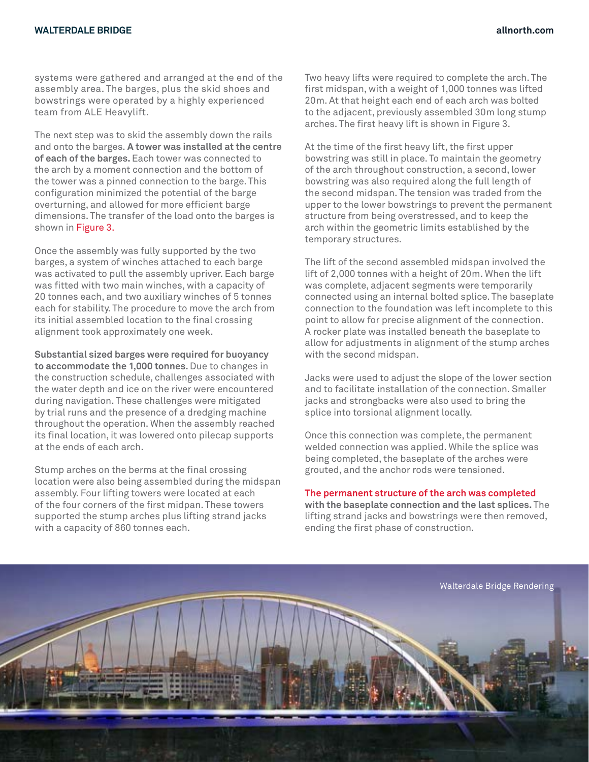systems were gathered and arranged at the end of the assembly area. The barges, plus the skid shoes and bowstrings were operated by a highly experienced team from ALE Heavylift.

The next step was to skid the assembly down the rails and onto the barges. **A tower was installed at the centre of each of the barges.** Each tower was connected to the arch by a moment connection and the bottom of the tower was a pinned connection to the barge. This configuration minimized the potential of the barge overturning, and allowed for more efficient barge dimensions. The transfer of the load onto the barges is shown in Figure 3.

Once the assembly was fully supported by the two barges, a system of winches attached to each barge was activated to pull the assembly upriver. Each barge was fitted with two main winches, with a capacity of 20 tonnes each, and two auxiliary winches of 5 tonnes each for stability. The procedure to move the arch from its initial assembled location to the final crossing alignment took approximately one week.

**Substantial sized barges were required for buoyancy to accommodate the 1,000 tonnes.** Due to changes in the construction schedule, challenges associated with the water depth and ice on the river were encountered during navigation. These challenges were mitigated by trial runs and the presence of a dredging machine throughout the operation. When the assembly reached its final location, it was lowered onto pilecap supports at the ends of each arch.

Stump arches on the berms at the final crossing location were also being assembled during the midspan assembly. Four lifting towers were located at each of the four corners of the first midpan. These towers supported the stump arches plus lifting strand jacks with a capacity of 860 tonnes each.

Two heavy lifts were required to complete the arch. The first midspan, with a weight of 1,000 tonnes was lifted 20m. At that height each end of each arch was bolted to the adjacent, previously assembled 30m long stump arches. The first heavy lift is shown in Figure 3.

At the time of the first heavy lift, the first upper bowstring was still in place. To maintain the geometry of the arch throughout construction, a second, lower bowstring was also required along the full length of the second midspan. The tension was traded from the upper to the lower bowstrings to prevent the permanent structure from being overstressed, and to keep the arch within the geometric limits established by the temporary structures.

The lift of the second assembled midspan involved the lift of 2,000 tonnes with a height of 20m. When the lift was complete, adjacent segments were temporarily connected using an internal bolted splice. The baseplate connection to the foundation was left incomplete to this point to allow for precise alignment of the connection. A rocker plate was installed beneath the baseplate to allow for adjustments in alignment of the stump arches with the second midspan.

Jacks were used to adjust the slope of the lower section and to facilitate installation of the connection. Smaller jacks and strongbacks were also used to bring the splice into torsional alignment locally.

Once this connection was complete, the permanent welded connection was applied. While the splice was being completed, the baseplate of the arches were grouted, and the anchor rods were tensioned.

**The permanent structure of the arch was completed with the baseplate connection and the last splices.** The lifting strand jacks and bowstrings were then removed, ending the first phase of construction.

Walterdale Bridge Rendering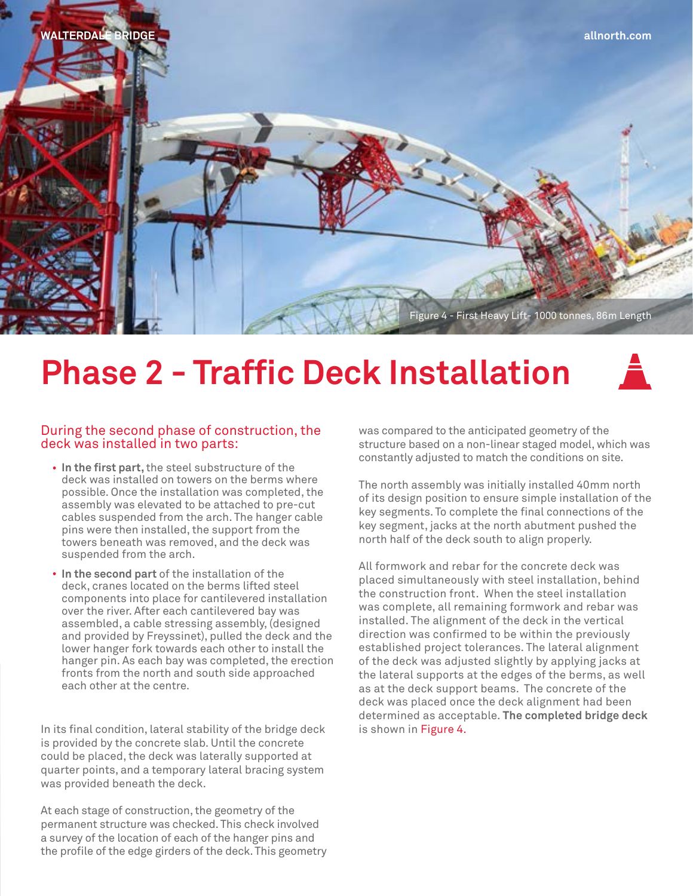Figure 4 - First Heavy Lift- 1000 tonnes, 86m Length

# Phase 2 - Traffic Deck Installation

During the second phase of construction, the deck was installed in two parts:

- **In the first part,** the steel substructure of the deck was installed on towers on the berms where possible. Once the installation was completed, the assembly was elevated to be attached to pre-cut cables suspended from the arch. The hanger cable pins were then installed, the support from the towers beneath was removed, and the deck was suspended from the arch.
- **In the second part** of the installation of the deck, cranes located on the berms lifted steel components into place for cantilevered installation over the river. After each cantilevered bay was assembled, a cable stressing assembly, (designed and provided by Freyssinet), pulled the deck and the lower hanger fork towards each other to install the hanger pin. As each bay was completed, the erection fronts from the north and south side approached each other at the centre.

In its final condition, lateral stability of the bridge deck is provided by the concrete slab. Until the concrete could be placed, the deck was laterally supported at quarter points, and a temporary lateral bracing system was provided beneath the deck.

At each stage of construction, the geometry of the permanent structure was checked. This check involved a survey of the location of each of the hanger pins and the profile of the edge girders of the deck. This geometry was compared to the anticipated geometry of the structure based on a non-linear staged model, which was constantly adjusted to match the conditions on site.

The north assembly was initially installed 40mm north of its design position to ensure simple installation of the key segments. To complete the final connections of the key segment, jacks at the north abutment pushed the north half of the deck south to align properly.

All formwork and rebar for the concrete deck was placed simultaneously with steel installation, behind the construction front. When the steel installation was complete, all remaining formwork and rebar was installed. The alignment of the deck in the vertical direction was confirmed to be within the previously established project tolerances. The lateral alignment of the deck was adjusted slightly by applying jacks at the lateral supports at the edges of the berms, as well as at the deck support beams. The concrete of the deck was placed once the deck alignment had been determined as acceptable. **The completed bridge deck** is shown in Figure 4.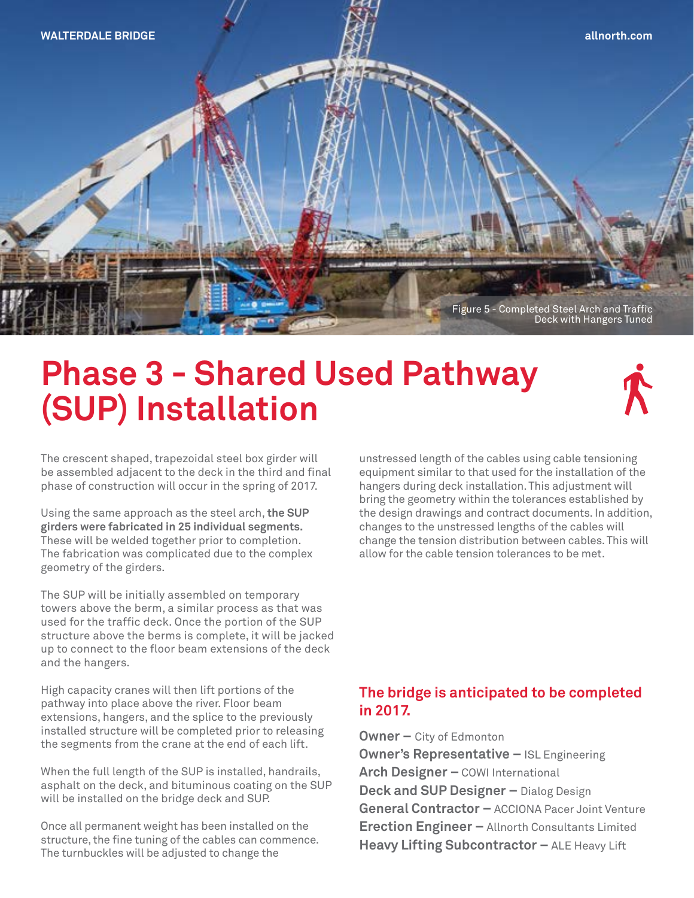Figure 5 - Completed Steel Arch and Traffic Deck with Hangers Tuned

# Phase 3 - Shared Used Pathway (SUP) Installation

The crescent shaped, trapezoidal steel box girder will be assembled adjacent to the deck in the third and final phase of construction will occur in the spring of 2017.

Using the same approach as the steel arch, **the SUP girders were fabricated in 25 individual segments.** These will be welded together prior to completion. The fabrication was complicated due to the complex geometry of the girders.

The SUP will be initially assembled on temporary towers above the berm, a similar process as that was used for the traffic deck. Once the portion of the SUP structure above the berms is complete, it will be jacked up to connect to the floor beam extensions of the deck and the hangers.

High capacity cranes will then lift portions of the pathway into place above the river. Floor beam extensions, hangers, and the splice to the previously installed structure will be completed prior to releasing the segments from the crane at the end of each lift.

When the full length of the SUP is installed, handrails, asphalt on the deck, and bituminous coating on the SUP will be installed on the bridge deck and SUP.

Once all permanent weight has been installed on the structure, the fine tuning of the cables can commence. The turnbuckles will be adjusted to change the unstressed length of the cables using cable tensioning equipment similar to that used for the installation of the hangers during deck installation. This adjustment will bring the geometry within the tolerances established by the design drawings and contract documents. In addition, changes to the unstressed lengths of the cables will change the tension distribution between cables. This will allow for the cable tension tolerances to be met.

## The bridge is anticipated to be completed in 2017.

**Owner –** City of Edmonton
**Owner's Representative –** ISL Engineering
**Arch Designer –** COWI International
**Deck and SUP Designer –** Dialog Design
**General Contractor –** ACCIONA Pacer Joint Venture
**Erection Engineer –** Allnorth Consultants Limited
**Heavy Lifting Subcontractor –** ALE Heavy Lift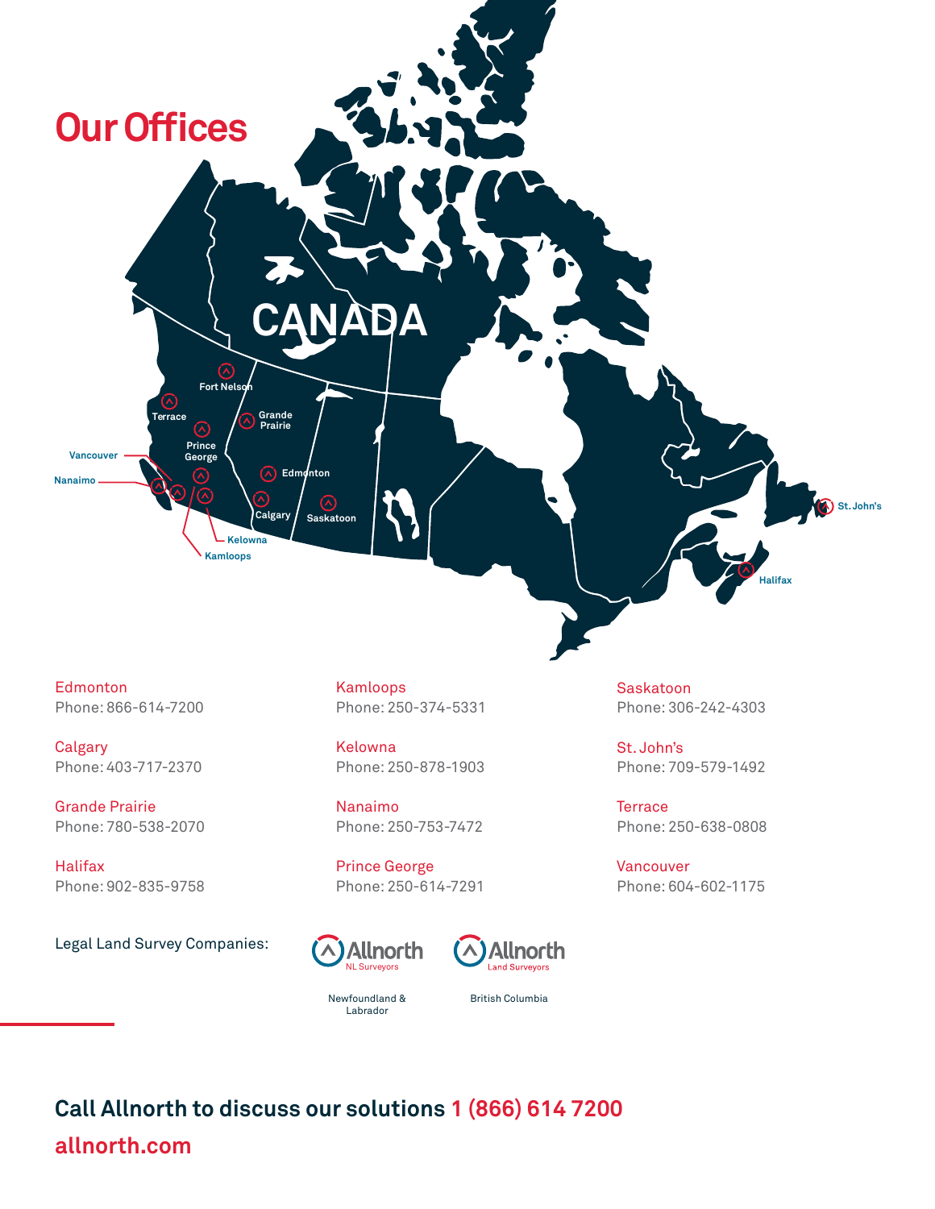# Our Offices

Edmonton
Phone: 866-614-7200

Calgary
Phone: 403-717-2370

Grande Prairie
Phone: 780-538-2070

Halifax
Phone: 902-835-9758

Kamloops
Phone: 250-374-5331

Kelowna
Phone: 250-878-1903

Nanaimo
Phone: 250-753-7472

Prince George
Phone: 250-614-7291

Saskatoon
Phone: 306-242-4303

St. John's
Phone: 709-579-1492

Terrace
Phone: 250-638-0808

Vancouver
Phone: 604-602-1175

Legal Land Survey Companies:

Allnorth NL Surveyors — Newfoundland & Labrador

Allnorth Land Surveyors — British Columbia

**Call Allnorth to discuss our solutions 1 (866) 614 7200**

**allnorth.com**